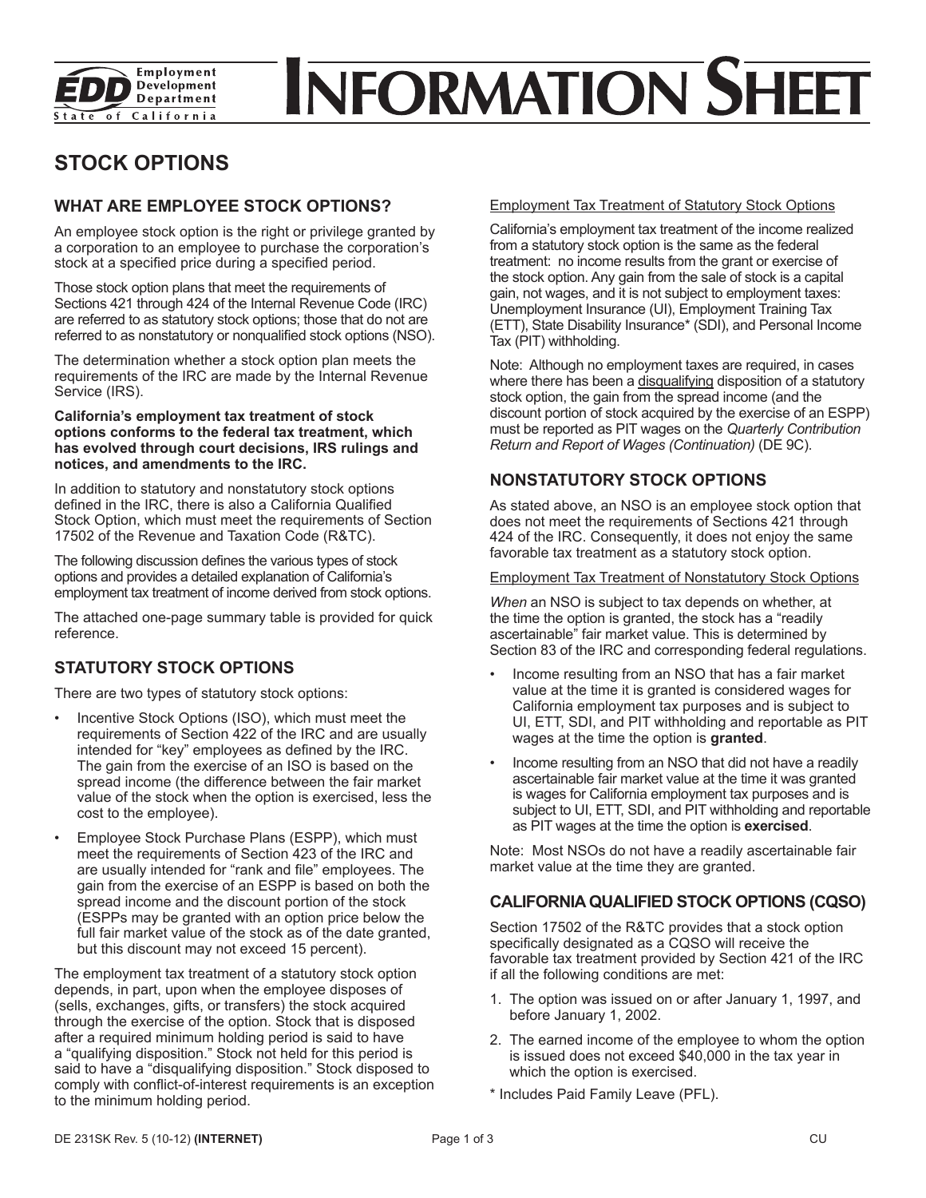# INFORMATION SHEET

## STOCK OPTIONS

### WHAT ARE EMPLOYEE STOCK OPTIONS?

An employee stock option is the right or privilege granted by a corporation to an employee to purchase the corporation's stock at a specified price during a specified period.

Those stock option plans that meet the requirements of Sections 421 through 424 of the Internal Revenue Code (IRC) are referred to as statutory stock options; those that do not are referred to as nonstatutory or nonqualified stock options (NSO).

The determination whether a stock option plan meets the requirements of the IRC are made by the Internal Revenue Service (IRS).

**California's employment tax treatment of stock options conforms to the federal tax treatment, which has evolved through court decisions, IRS rulings and notices, and amendments to the IRC.**

In addition to statutory and nonstatutory stock options defined in the IRC, there is also a California Qualified Stock Option, which must meet the requirements of Section 17502 of the Revenue and Taxation Code (R&TC).

The following discussion defines the various types of stock options and provides a detailed explanation of California's employment tax treatment of income derived from stock options.

The attached one-page summary table is provided for quick reference.

### STATUTORY STOCK OPTIONS

There are two types of statutory stock options:

- Incentive Stock Options (ISO), which must meet the requirements of Section 422 of the IRC and are usually intended for "key" employees as defined by the IRC. The gain from the exercise of an ISO is based on the spread income (the difference between the fair market value of the stock when the option is exercised, less the cost to the employee).
- Employee Stock Purchase Plans (ESPP), which must meet the requirements of Section 423 of the IRC and are usually intended for "rank and file" employees. The gain from the exercise of an ESPP is based on both the spread income and the discount portion of the stock (ESPPs may be granted with an option price below the full fair market value of the stock as of the date granted, but this discount may not exceed 15 percent).

The employment tax treatment of a statutory stock option depends, in part, upon when the employee disposes of (sells, exchanges, gifts, or transfers) the stock acquired through the exercise of the option. Stock that is disposed after a required minimum holding period is said to have a "qualifying disposition." Stock not held for this period is said to have a "disqualifying disposition." Stock disposed to comply with conflict-of-interest requirements is an exception to the minimum holding period.

<u>Employment Tax Treatment of Statutory Stock Options</u>

California's employment tax treatment of the income realized from a statutory stock option is the same as the federal treatment: no income results from the grant or exercise of the stock option. Any gain from the sale of stock is a capital gain, not wages, and it is not subject to employment taxes: Unemployment Insurance (UI), Employment Training Tax (ETT), State Disability Insurance* (SDI), and Personal Income Tax (PIT) withholding.

Note: Although no employment taxes are required, in cases where there has been a <u>disqualifying</u> disposition of a statutory stock option, the gain from the spread income (and the discount portion of stock acquired by the exercise of an ESPP) must be reported as PIT wages on the *Quarterly Contribution Return and Report of Wages (Continuation)* (DE 9C).

### NONSTATUTORY STOCK OPTIONS

As stated above, an NSO is an employee stock option that does not meet the requirements of Sections 421 through 424 of the IRC. Consequently, it does not enjoy the same favorable tax treatment as a statutory stock option.

<u>Employment Tax Treatment of Nonstatutory Stock Options</u>

*When* an NSO is subject to tax depends on whether, at the time the option is granted, the stock has a "readily ascertainable" fair market value. This is determined by Section 83 of the IRC and corresponding federal regulations.

- Income resulting from an NSO that has a fair market value at the time it is granted is considered wages for California employment tax purposes and is subject to UI, ETT, SDI, and PIT withholding and reportable as PIT wages at the time the option is **granted**.
- Income resulting from an NSO that did not have a readily ascertainable fair market value at the time it was granted is wages for California employment tax purposes and is subject to UI, ETT, SDI, and PIT withholding and reportable as PIT wages at the time the option is **exercised**.

Note: Most NSOs do not have a readily ascertainable fair market value at the time they are granted.

### CALIFORNIA QUALIFIED STOCK OPTIONS (CQSO)

Section 17502 of the R&TC provides that a stock option specifically designated as a CQSO will receive the favorable tax treatment provided by Section 421 of the IRC if all the following conditions are met:

1. The option was issued on or after January 1, 1997, and before January 1, 2002.
2. The earned income of the employee to whom the option is issued does not exceed $40,000 in the tax year in which the option is exercised.

\* Includes Paid Family Leave (PFL).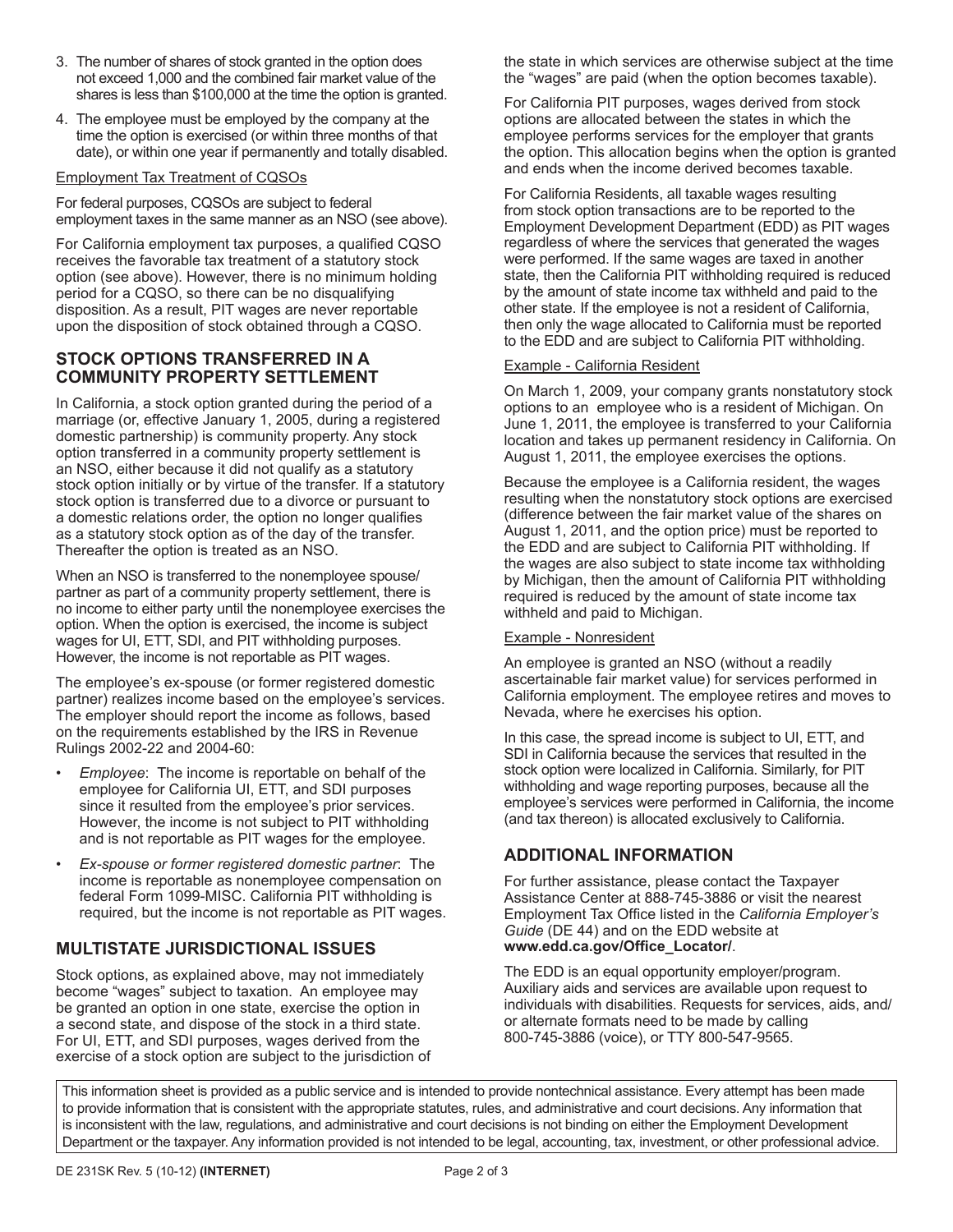3. The number of shares of stock granted in the option does not exceed 1,000 and the combined fair market value of the shares is less than $100,000 at the time the option is granted.
4. The employee must be employed by the company at the time the option is exercised (or within three months of that date), or within one year if permanently and totally disabled.

Employment Tax Treatment of CQSOs

For federal purposes, CQSOs are subject to federal employment taxes in the same manner as an NSO (see above).

For California employment tax purposes, a qualified CQSO receives the favorable tax treatment of a statutory stock option (see above). However, there is no minimum holding period for a CQSO, so there can be no disqualifying disposition. As a result, PIT wages are never reportable upon the disposition of stock obtained through a CQSO.

## STOCK OPTIONS TRANSFERRED IN A COMMUNITY PROPERTY SETTLEMENT

In California, a stock option granted during the period of a marriage (or, effective January 1, 2005, during a registered domestic partnership) is community property. Any stock option transferred in a community property settlement is an NSO, either because it did not qualify as a statutory stock option initially or by virtue of the transfer. If a statutory stock option is transferred due to a divorce or pursuant to a domestic relations order, the option no longer qualifies as a statutory stock option as of the day of the transfer. Thereafter the option is treated as an NSO.

When an NSO is transferred to the nonemployee spouse/partner as part of a community property settlement, there is no income to either party until the nonemployee exercises the option. When the option is exercised, the income is subject wages for UI, ETT, SDI, and PIT withholding purposes. However, the income is not reportable as PIT wages.

The employee's ex-spouse (or former registered domestic partner) realizes income based on the employee's services. The employer should report the income as follows, based on the requirements established by the IRS in Revenue Rulings 2002-22 and 2004-60:

- *Employee*: The income is reportable on behalf of the employee for California UI, ETT, and SDI purposes since it resulted from the employee's prior services. However, the income is not subject to PIT withholding and is not reportable as PIT wages for the employee.
- *Ex-spouse or former registered domestic partner*: The income is reportable as nonemployee compensation on federal Form 1099-MISC. California PIT withholding is required, but the income is not reportable as PIT wages.

## MULTISTATE JURISDICTIONAL ISSUES

Stock options, as explained above, may not immediately become "wages" subject to taxation. An employee may be granted an option in one state, exercise the option in a second state, and dispose of the stock in a third state. For UI, ETT, and SDI purposes, wages derived from the exercise of a stock option are subject to the jurisdiction of the state in which services are otherwise subject at the time the "wages" are paid (when the option becomes taxable).

For California PIT purposes, wages derived from stock options are allocated between the states in which the employee performs services for the employer that grants the option. This allocation begins when the option is granted and ends when the income derived becomes taxable.

For California Residents, all taxable wages resulting from stock option transactions are to be reported to the Employment Development Department (EDD) as PIT wages regardless of where the services that generated the wages were performed. If the same wages are taxed in another state, then the California PIT withholding required is reduced by the amount of state income tax withheld and paid to the other state. If the employee is not a resident of California, then only the wage allocated to California must be reported to the EDD and are subject to California PIT withholding.

Example - California Resident

On March 1, 2009, your company grants nonstatutory stock options to an employee who is a resident of Michigan. On June 1, 2011, the employee is transferred to your California location and takes up permanent residency in California. On August 1, 2011, the employee exercises the options.

Because the employee is a California resident, the wages resulting when the nonstatutory stock options are exercised (difference between the fair market value of the shares on August 1, 2011, and the option price) must be reported to the EDD and are subject to California PIT withholding. If the wages are also subject to state income tax withholding by Michigan, then the amount of California PIT withholding required is reduced by the amount of state income tax withheld and paid to Michigan.

Example - Nonresident

An employee is granted an NSO (without a readily ascertainable fair market value) for services performed in California employment. The employee retires and moves to Nevada, where he exercises his option.

In this case, the spread income is subject to UI, ETT, and SDI in California because the services that resulted in the stock option were localized in California. Similarly, for PIT withholding and wage reporting purposes, because all the employee's services were performed in California, the income (and tax thereon) is allocated exclusively to California.

## ADDITIONAL INFORMATION

For further assistance, please contact the Taxpayer Assistance Center at 888-745-3886 or visit the nearest Employment Tax Office listed in the *California Employer's Guide* (DE 44) and on the EDD website at **www.edd.ca.gov/Office_Locator/**.

The EDD is an equal opportunity employer/program. Auxiliary aids and services are available upon request to individuals with disabilities. Requests for services, aids, and/or alternate formats need to be made by calling 800-745-3886 (voice), or TTY 800-547-9565.

This information sheet is provided as a public service and is intended to provide nontechnical assistance. Every attempt has been made to provide information that is consistent with the appropriate statutes, rules, and administrative and court decisions. Any information that is inconsistent with the law, regulations, and administrative and court decisions is not binding on either the Employment Development Department or the taxpayer. Any information provided is not intended to be legal, accounting, tax, investment, or other professional advice.

DE 231SK Rev. 5 (10-12) **(INTERNET)**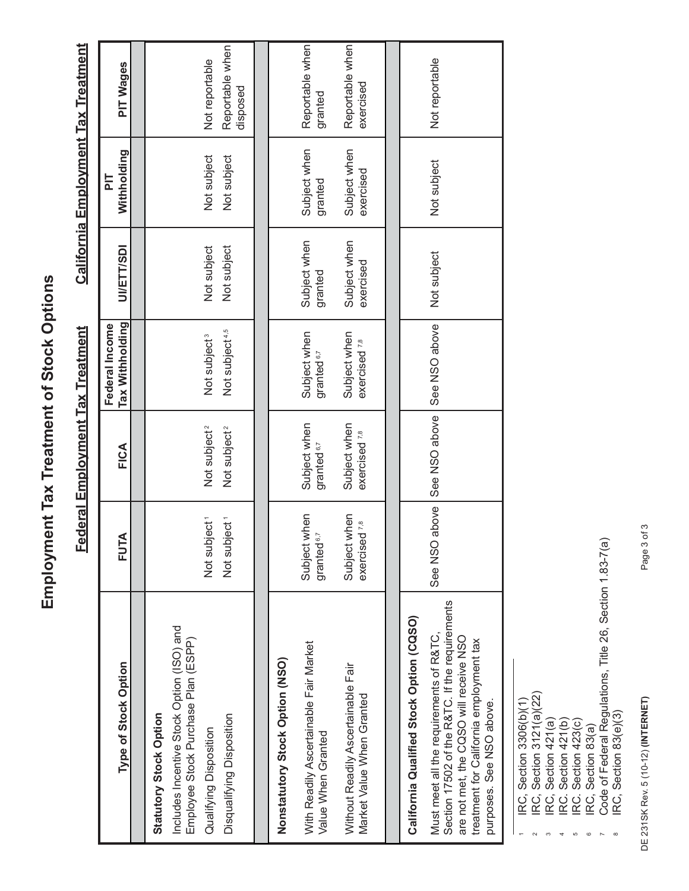# Employment Tax Treatment of Stock Options

| Type of Stock Option | Federal Employment Tax Treatment | | | California Employment Tax Treatment | | |
|---|---|---|---|---|---|---|
| | FUTA | FICA | Federal Income Tax Withholding | UI/ETT/SDI | PIT Withholding | PIT Wages |
| **Statutory Stock Option** Includes Incentive Stock Option (ISO) and Employee Stock Purchase Plan (ESPP) | | | | | | |
| Qualifying Disposition | Not subject[1] | Not subject[2] | Not subject[3] | Not subject | Not subject | Not reportable |
| Disqualifying Disposition | Not subject[1] | Not subject[2] | Not subject[4,5] | Not subject | Not subject | Reportable when disposed |
| **Nonstatutory Stock Option (NSO)** | | | | | | |
| With Readily Ascertainable Fair Market Value When Granted | Subject when granted[6,7] | Subject when granted[6,7] | Subject when granted[6,7] | Subject when granted | Subject when granted | Reportable when granted |
| Without Readily Ascertainable Fair Market Value When Granted | Subject when exercised[7,8] | Subject when exercised[7,8] | Subject when exercised[7,8] | Subject when exercised | Subject when exercised | Reportable when exercised |
| **California Qualified Stock Option (CQSO)** | | | | | | |
| Must meet all the requirements of R&TC, Section 17502 of the R&TC. If the requirements are not met, the CQSO will receive NSO treatment for California employment tax purposes. See NSO above. | See NSO above | See NSO above | See NSO above | Not subject | Not subject | Not reportable |

1. IRC, Section 3306(b)(1)
2. IRC, Section 3121(a)(22)
3. IRC, Section 421(a)
4. IRC, Section 421(b)
5. IRC. Section 423(c)
6. IRC, Section 83(a)
7. Code of Federal Regulations, Title 26, Section 1.83-7(a)
8. IRC, Section 83(e)(3)

DE 231SK Rev. 5 (10-12) **(INTERNET)**